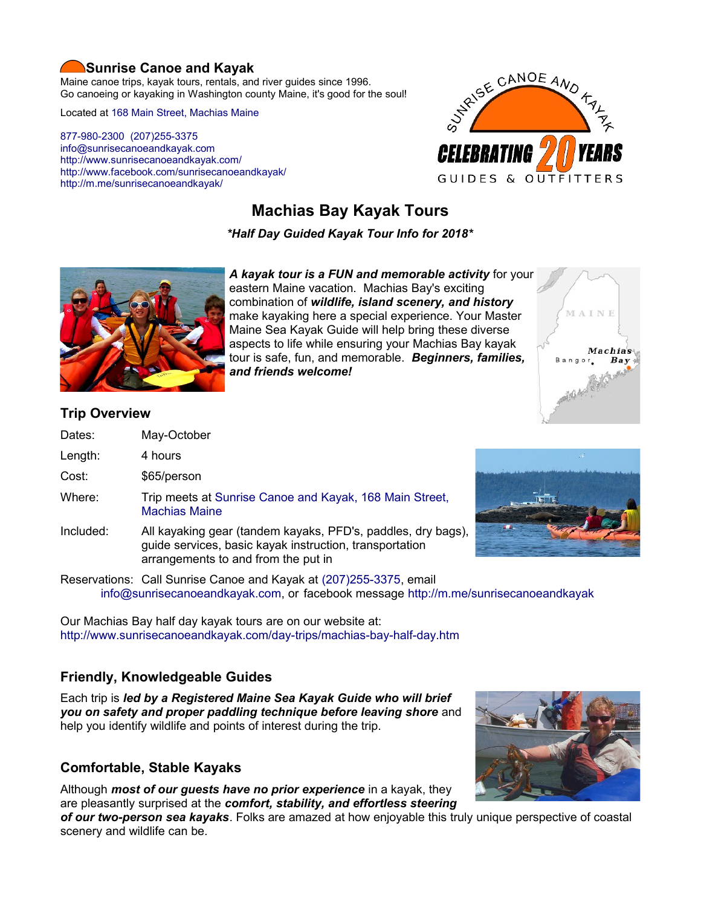# Sunrise Canoe and Kayak

Maine canoe trips, kayak tours, rentals, and river guides since 1996.
Go canoeing or kayaking in Washington county Maine, it's good for the soul!

Located at 168 Main Street, Machias Maine

877-980-2300 (207)255-3375
info@sunrisecanoeandkayak.com
http://www.sunrisecanoeandkayak.com/
http://www.facebook.com/sunrisecanoeandkayak/
http://m.me/sunrisecanoeandkayak/

SUNRISE CANOE AND KAYAK
CELEBRATING 20 YEARS
GUIDES & OUTFITTERS

## Machias Bay Kayak Tours

***Half Day Guided Kayak Tour Info for 2018***

***A kayak tour is a FUN and memorable activity*** for your eastern Maine vacation. Machias Bay's exciting combination of ***wildlife, island scenery, and history*** make kayaking here a special experience. Your Master Maine Sea Kayak Guide will help bring these diverse aspects to life while ensuring your Machias Bay kayak tour is safe, fun, and memorable. ***Beginners, families, and friends welcome!***

MAINE
Machias Bay
Bangor

### Trip Overview

| | |
|---|---|
| Dates: | May-October |
| Length: | 4 hours |
| Cost: | $65/person |
| Where: | Trip meets at Sunrise Canoe and Kayak, 168 Main Street, Machias Maine |
| Included: | All kayaking gear (tandem kayaks, PFD's, paddles, dry bags), guide services, basic kayak instruction, transportation arrangements to and from the put in |
| Reservations: | Call Sunrise Canoe and Kayak at (207)255-3375, email info@sunrisecanoeandkayak.com, or facebook message http://m.me/sunrisecanoeandkayak |

Our Machias Bay half day kayak tours are on our website at:
http://www.sunrisecanoeandkayak.com/day-trips/machias-bay-half-day.htm

### Friendly, Knowledgeable Guides

Each trip is ***led by a Registered Maine Sea Kayak Guide who will brief you on safety and proper paddling technique before leaving shore*** and help you identify wildlife and points of interest during the trip.

### Comfortable, Stable Kayaks

Although ***most of our guests have no prior experience*** in a kayak, they are pleasantly surprised at the ***comfort, stability, and effortless steering of our two-person sea kayaks***. Folks are amazed at how enjoyable this truly unique perspective of coastal scenery and wildlife can be.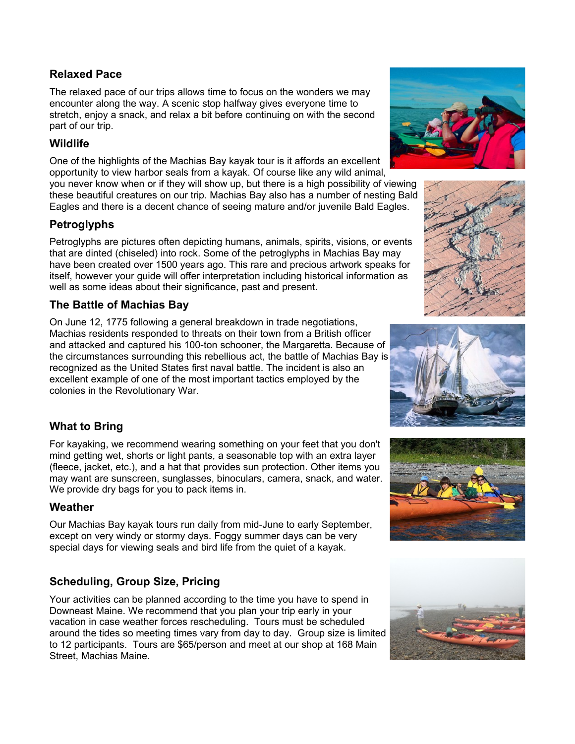### Relaxed Pace

The relaxed pace of our trips allows time to focus on the wonders we may encounter along the way. A scenic stop halfway gives everyone time to stretch, enjoy a snack, and relax a bit before continuing on with the second part of our trip.

### Wildlife

One of the highlights of the Machias Bay kayak tour is it affords an excellent opportunity to view harbor seals from a kayak. Of course like any wild animal, you never know when or if they will show up, but there is a high possibility of viewing these beautiful creatures on our trip. Machias Bay also has a number of nesting Bald Eagles and there is a decent chance of seeing mature and/or juvenile Bald Eagles.

### Petroglyphs

Petroglyphs are pictures often depicting humans, animals, spirits, visions, or events that are dinted (chiseled) into rock. Some of the petroglyphs in Machias Bay may have been created over 1500 years ago. This rare and precious artwork speaks for itself, however your guide will offer interpretation including historical information as well as some ideas about their significance, past and present.

### The Battle of Machias Bay

On June 12, 1775 following a general breakdown in trade negotiations, Machias residents responded to threats on their town from a British officer and attacked and captured his 100-ton schooner, the Margaretta. Because of the circumstances surrounding this rebellious act, the battle of Machias Bay is recognized as the United States first naval battle. The incident is also an excellent example of one of the most important tactics employed by the colonies in the Revolutionary War.

### What to Bring

For kayaking, we recommend wearing something on your feet that you don't mind getting wet, shorts or light pants, a seasonable top with an extra layer (fleece, jacket, etc.), and a hat that provides sun protection. Other items you may want are sunscreen, sunglasses, binoculars, camera, snack, and water. We provide dry bags for you to pack items in.

### Weather

Our Machias Bay kayak tours run daily from mid-June to early September, except on very windy or stormy days. Foggy summer days can be very special days for viewing seals and bird life from the quiet of a kayak.

### Scheduling, Group Size, Pricing

Your activities can be planned according to the time you have to spend in Downeast Maine. We recommend that you plan your trip early in your vacation in case weather forces rescheduling. Tours must be scheduled around the tides so meeting times vary from day to day. Group size is limited to 12 participants. Tours are $65/person and meet at our shop at 168 Main Street, Machias Maine.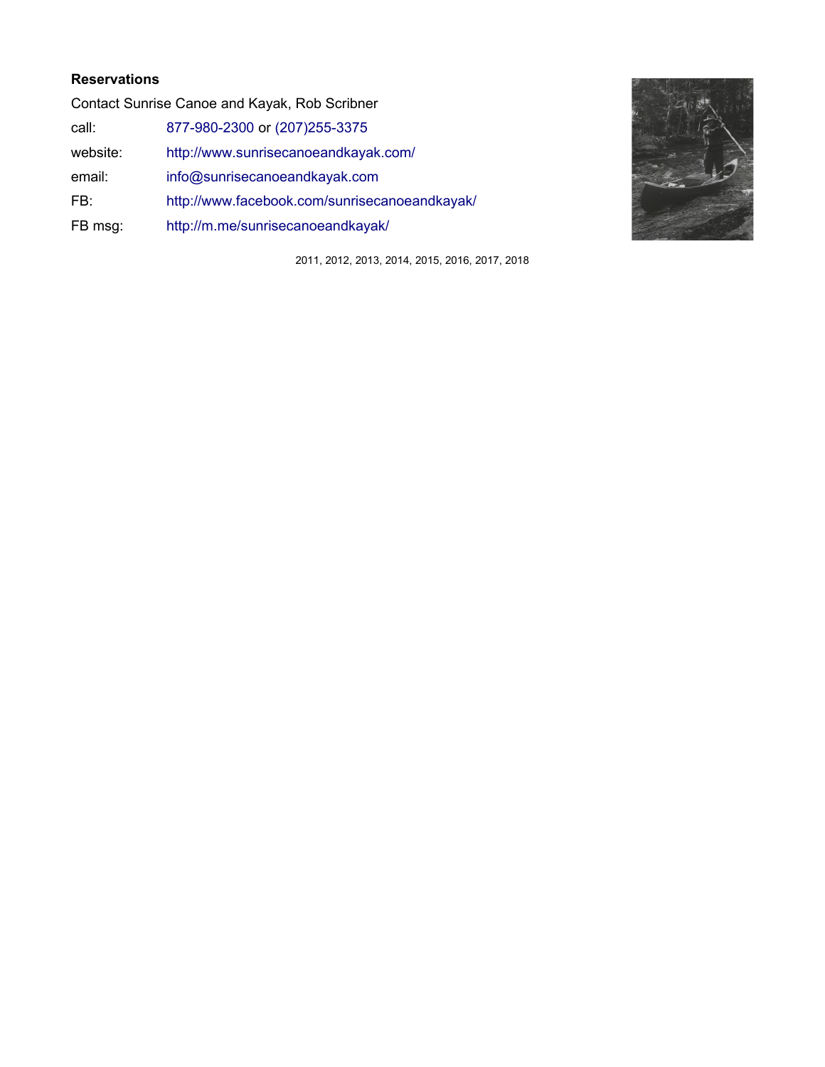**Reservations**

Contact Sunrise Canoe and Kayak, Rob Scribner

| | |
|---|---|
| call: | 877-980-2300 or (207)255-3375 |
| website: | http://www.sunrisecanoeandkayak.com/ |
| email: | info@sunrisecanoeandkayak.com |
| FB: | http://www.facebook.com/sunrisecanoeandkayak/ |
| FB msg: | http://m.me/sunrisecanoeandkayak/ |

2011, 2012, 2013, 2014, 2015, 2016, 2017, 2018